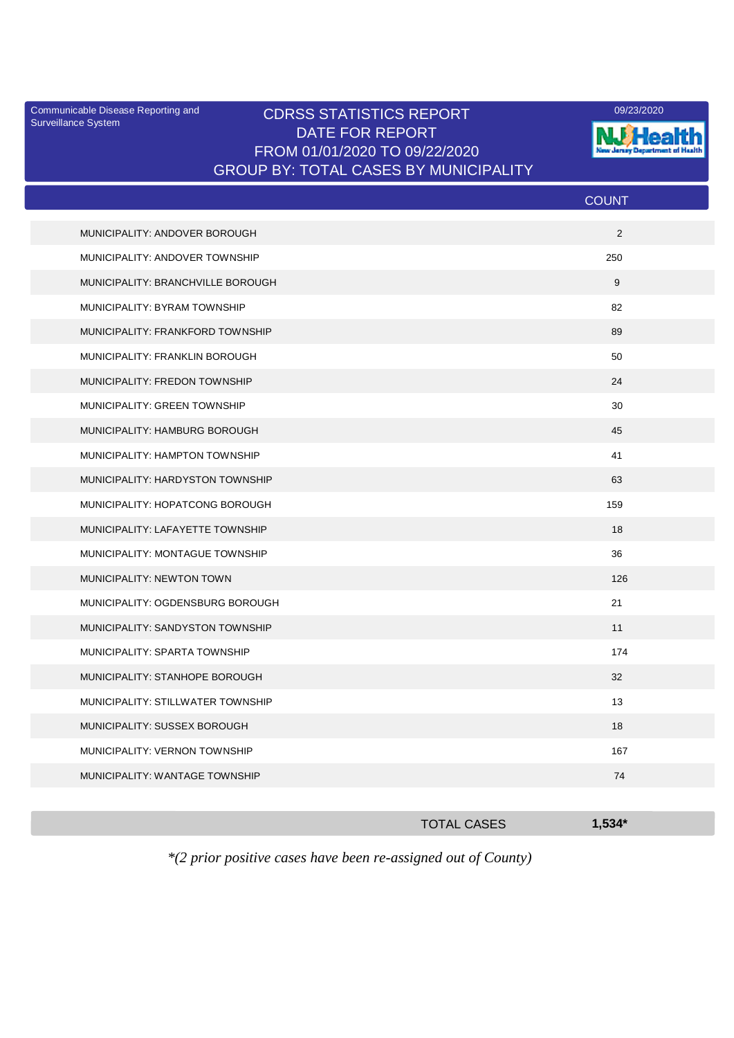Communicable Disease Reporting and Surveillance System

# CDRSS STATISTICS REPORT
## DATE FOR REPORT
## FROM 01/01/2020 TO 09/22/2020
## GROUP BY: TOTAL CASES BY MUNICIPALITY

09/23/2020

NJ Health New Jersey Department of Health

| | COUNT |
|---|---|
| MUNICIPALITY: ANDOVER BOROUGH | 2 |
| MUNICIPALITY: ANDOVER TOWNSHIP | 250 |
| MUNICIPALITY: BRANCHVILLE BOROUGH | 9 |
| MUNICIPALITY: BYRAM TOWNSHIP | 82 |
| MUNICIPALITY: FRANKFORD TOWNSHIP | 89 |
| MUNICIPALITY: FRANKLIN BOROUGH | 50 |
| MUNICIPALITY: FREDON TOWNSHIP | 24 |
| MUNICIPALITY: GREEN TOWNSHIP | 30 |
| MUNICIPALITY: HAMBURG BOROUGH | 45 |
| MUNICIPALITY: HAMPTON TOWNSHIP | 41 |
| MUNICIPALITY: HARDYSTON TOWNSHIP | 63 |
| MUNICIPALITY: HOPATCONG BOROUGH | 159 |
| MUNICIPALITY: LAFAYETTE TOWNSHIP | 18 |
| MUNICIPALITY: MONTAGUE TOWNSHIP | 36 |
| MUNICIPALITY: NEWTON TOWN | 126 |
| MUNICIPALITY: OGDENSBURG BOROUGH | 21 |
| MUNICIPALITY: SANDYSTON TOWNSHIP | 11 |
| MUNICIPALITY: SPARTA TOWNSHIP | 174 |
| MUNICIPALITY: STANHOPE BOROUGH | 32 |
| MUNICIPALITY: STILLWATER TOWNSHIP | 13 |
| MUNICIPALITY: SUSSEX BOROUGH | 18 |
| MUNICIPALITY: VERNON TOWNSHIP | 167 |
| MUNICIPALITY: WANTAGE TOWNSHIP | 74 |
| TOTAL CASES | **1,534*** |

*\*(2 prior positive cases have been re-assigned out of County)*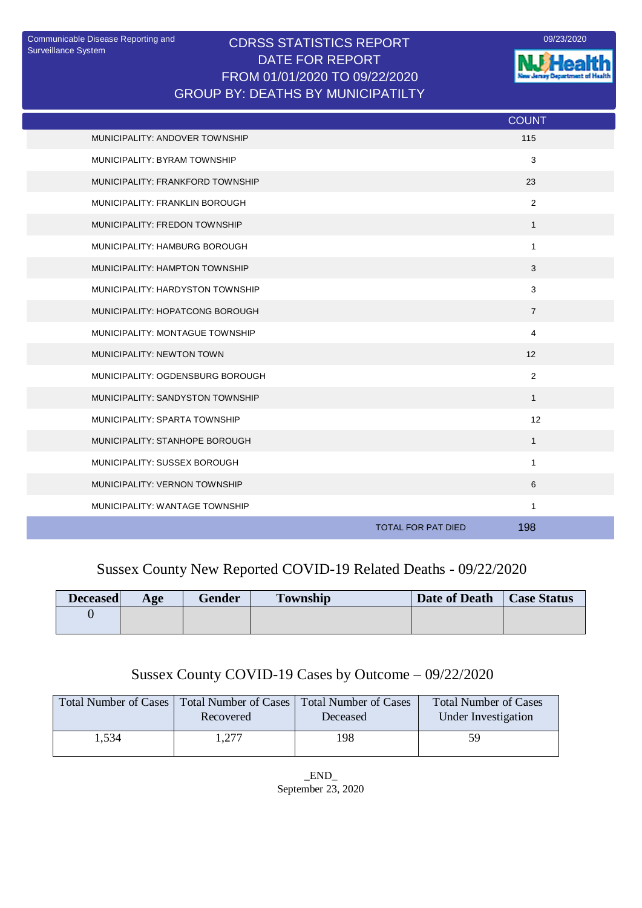Communicable Disease Reporting and Surveillance System

# CDRSS STATISTICS REPORT
## DATE FOR REPORT
## FROM 01/01/2020 TO 09/22/2020
## GROUP BY: DEATHS BY MUNICIPATILTY

09/23/2020

| | COUNT |
|---|---|
| MUNICIPALITY: ANDOVER TOWNSHIP | 115 |
| MUNICIPALITY: BYRAM TOWNSHIP | 3 |
| MUNICIPALITY: FRANKFORD TOWNSHIP | 23 |
| MUNICIPALITY: FRANKLIN BOROUGH | 2 |
| MUNICIPALITY: FREDON TOWNSHIP | 1 |
| MUNICIPALITY: HAMBURG BOROUGH | 1 |
| MUNICIPALITY: HAMPTON TOWNSHIP | 3 |
| MUNICIPALITY: HARDYSTON TOWNSHIP | 3 |
| MUNICIPALITY: HOPATCONG BOROUGH | 7 |
| MUNICIPALITY: MONTAGUE TOWNSHIP | 4 |
| MUNICIPALITY: NEWTON TOWN | 12 |
| MUNICIPALITY: OGDENSBURG BOROUGH | 2 |
| MUNICIPALITY: SANDYSTON TOWNSHIP | 1 |
| MUNICIPALITY: SPARTA TOWNSHIP | 12 |
| MUNICIPALITY: STANHOPE BOROUGH | 1 |
| MUNICIPALITY: SUSSEX BOROUGH | 1 |
| MUNICIPALITY: VERNON TOWNSHIP | 6 |
| MUNICIPALITY: WANTAGE TOWNSHIP | 1 |
| TOTAL FOR PAT DIED | 198 |

## Sussex County New Reported COVID-19 Related Deaths - 09/22/2020

| Deceased | Age | Gender | Township | Date of Death | Case Status |
|---|---|---|---|---|---|
| 0 | | | | | |

## Sussex County COVID-19 Cases by Outcome – 09/22/2020

| Total Number of Cases | Total Number of Cases Recovered | Total Number of Cases Deceased | Total Number of Cases Under Investigation |
|---|---|---|---|
| 1,534 | 1,277 | 198 | 59 |

_END_
September 23, 2020